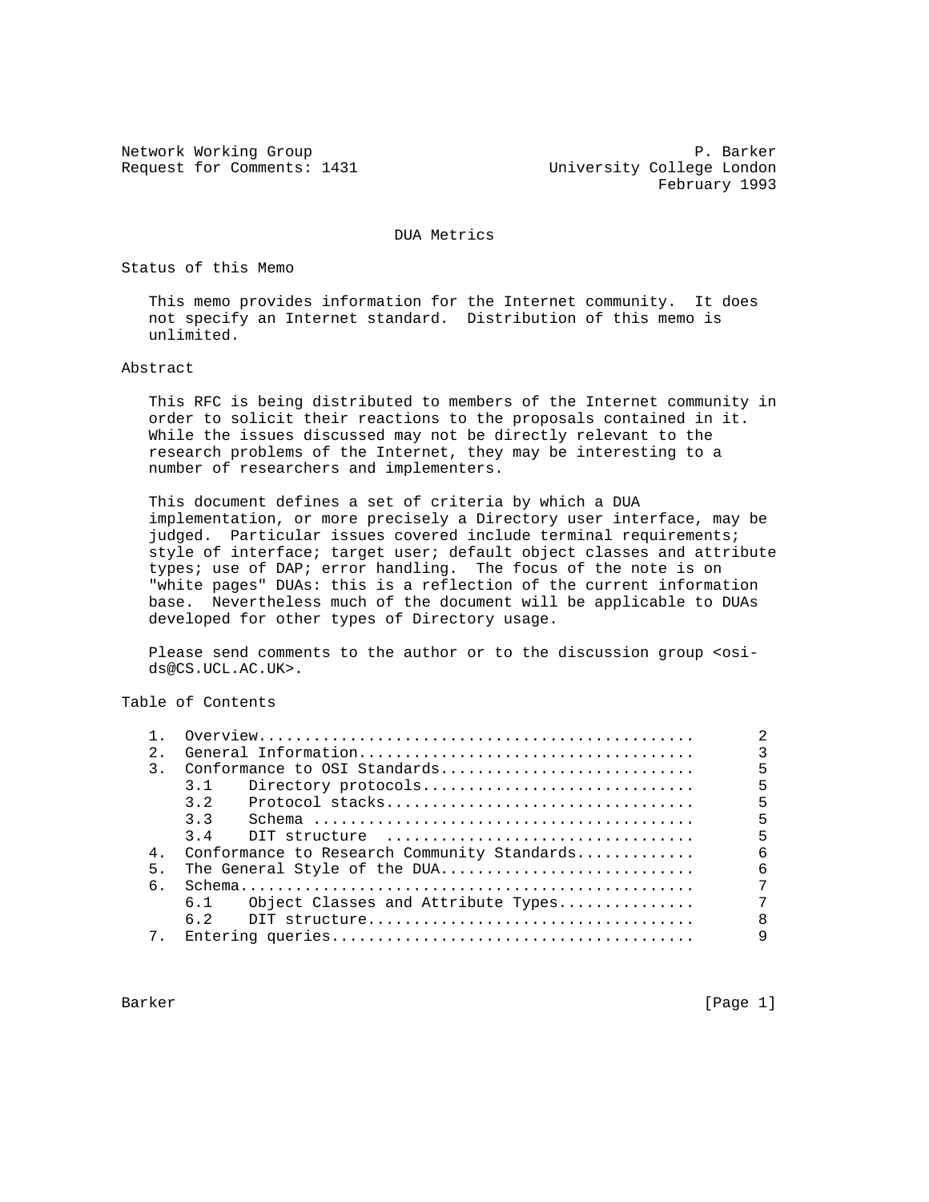Network Working Group P. Barker
Request for Comments: 1431 University College London
February 1993

# DUA Metrics

## Status of this Memo

This memo provides information for the Internet community. It does not specify an Internet standard. Distribution of this memo is unlimited.

## Abstract

This RFC is being distributed to members of the Internet community in order to solicit their reactions to the proposals contained in it. While the issues discussed may not be directly relevant to the research problems of the Internet, they may be interesting to a number of researchers and implementers.

This document defines a set of criteria by which a DUA implementation, or more precisely a Directory user interface, may be judged. Particular issues covered include terminal requirements; style of interface; target user; default object classes and attribute types; use of DAP; error handling. The focus of the note is on "white pages" DUAs: this is a reflection of the current information base. Nevertheless much of the document will be applicable to DUAs developed for other types of Directory usage.

Please send comments to the author or to the discussion group <osi-ds@CS.UCL.AC.UK>.

## Table of Contents

```
1.  Overview................................................      2
2.  General Information.....................................      3
3.  Conformance to OSI Standards............................      5
    3.1    Directory protocols..............................      5
    3.2    Protocol stacks..................................      5
    3.3    Schema ..........................................      5
    3.4    DIT structure  ..................................      5
4.  Conformance to Research Community Standards.............      6
5.  The General Style of the DUA............................      6
6.  Schema..................................................      7
    6.1    Object Classes and Attribute Types...............      7
    6.2    DIT structure....................................      8
7.  Entering queries........................................      9
```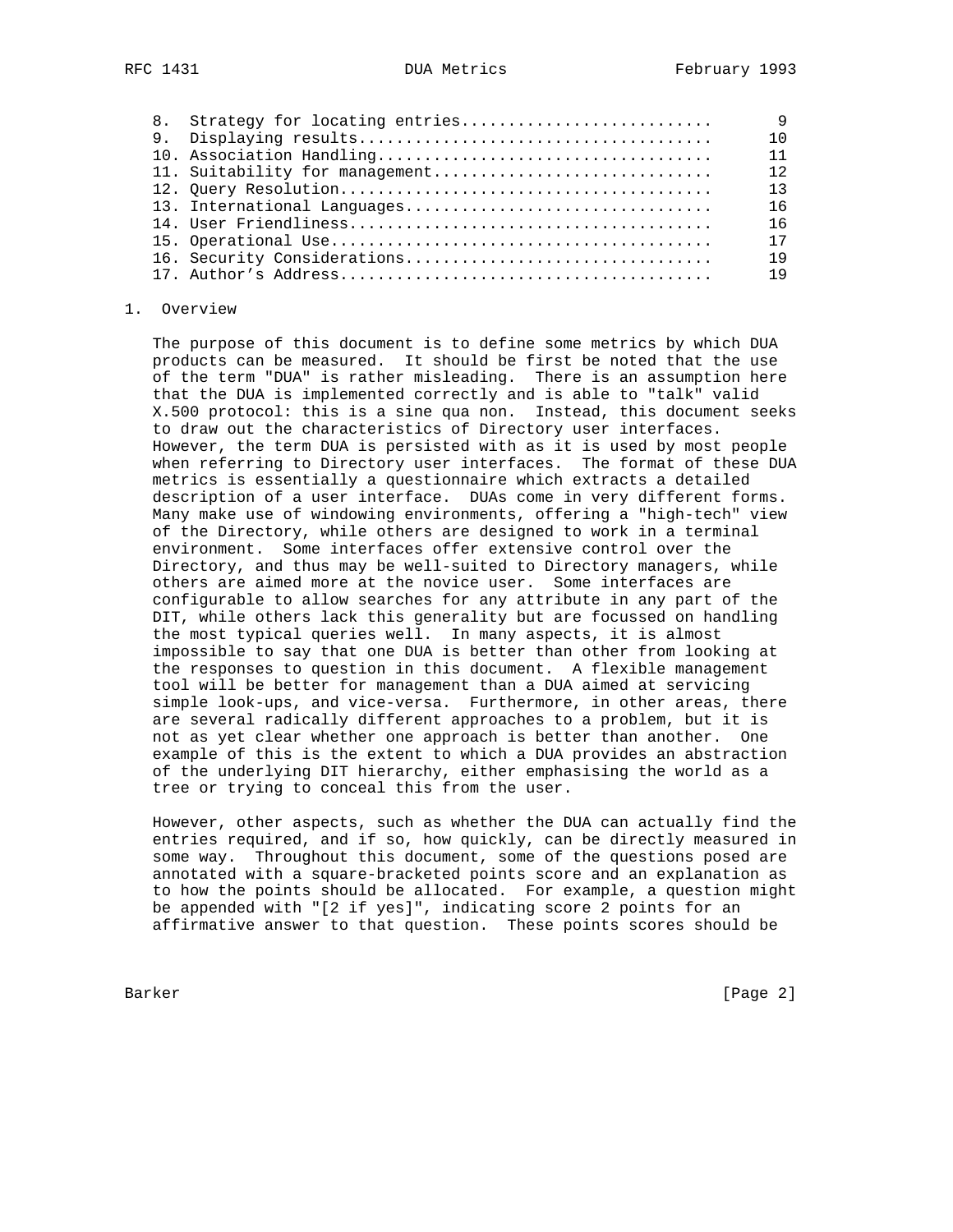| | | |
|---|---|---|
| 8. | Strategy for locating entries | 9 |
| 9. | Displaying results | 10 |
| 10. | Association Handling | 11 |
| 11. | Suitability for management | 12 |
| 12. | Query Resolution | 13 |
| 13. | International Languages | 16 |
| 14. | User Friendliness | 16 |
| 15. | Operational Use | 17 |
| 16. | Security Considerations | 19 |
| 17. | Author's Address | 19 |

## 1. Overview

The purpose of this document is to define some metrics by which DUA products can be measured. It should be first be noted that the use of the term "DUA" is rather misleading. There is an assumption here that the DUA is implemented correctly and is able to "talk" valid X.500 protocol: this is a sine qua non. Instead, this document seeks to draw out the characteristics of Directory user interfaces. However, the term DUA is persisted with as it is used by most people when referring to Directory user interfaces. The format of these DUA metrics is essentially a questionnaire which extracts a detailed description of a user interface. DUAs come in very different forms. Many make use of windowing environments, offering a "high-tech" view of the Directory, while others are designed to work in a terminal environment. Some interfaces offer extensive control over the Directory, and thus may be well-suited to Directory managers, while others are aimed more at the novice user. Some interfaces are configurable to allow searches for any attribute in any part of the DIT, while others lack this generality but are focussed on handling the most typical queries well. In many aspects, it is almost impossible to say that one DUA is better than other from looking at the responses to question in this document. A flexible management tool will be better for management than a DUA aimed at servicing simple look-ups, and vice-versa. Furthermore, in other areas, there are several radically different approaches to a problem, but it is not as yet clear whether one approach is better than another. One example of this is the extent to which a DUA provides an abstraction of the underlying DIT hierarchy, either emphasising the world as a tree or trying to conceal this from the user.

However, other aspects, such as whether the DUA can actually find the entries required, and if so, how quickly, can be directly measured in some way. Throughout this document, some of the questions posed are annotated with a square-bracketed points score and an explanation as to how the points should be allocated. For example, a question might be appended with "[2 if yes]", indicating score 2 points for an affirmative answer to that question. These points scores should be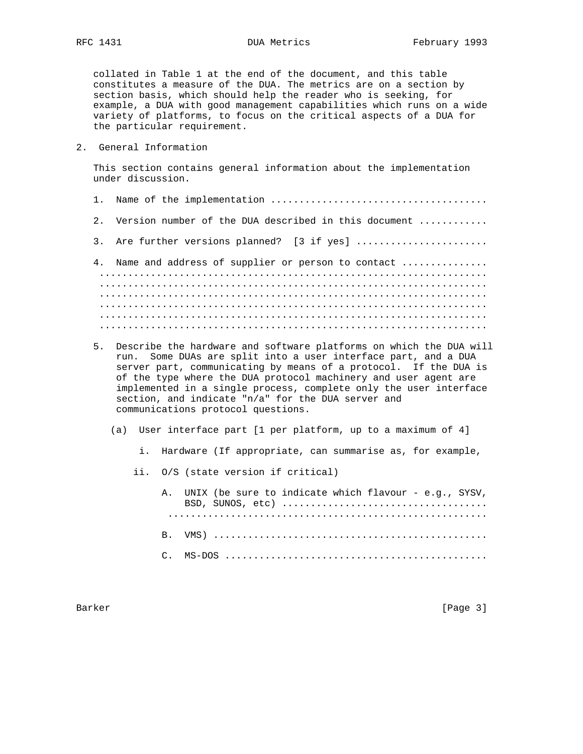collated in Table 1 at the end of the document, and this table constitutes a measure of the DUA. The metrics are on a section by section basis, which should help the reader who is seeking, for example, a DUA with good management capabilities which runs on a wide variety of platforms, to focus on the critical aspects of a DUA for the particular requirement.

## 2. General Information

This section contains general information about the implementation under discussion.

1. Name of the implementation .....................................

2. Version number of the DUA described in this document ............

3. Are further versions planned? [3 if yes] .......................

4. Name and address of supplier or person to contact ...............
   ..................................................................
   ..................................................................
   ..................................................................
   ..................................................................
   ..................................................................
   ..................................................................

5. Describe the hardware and software platforms on which the DUA will run. Some DUAs are split into a user interface part, and a DUA server part, communicating by means of a protocol. If the DUA is of the type where the DUA protocol machinery and user agent are implemented in a single process, complete only the user interface section, and indicate "n/a" for the DUA server and communications protocol questions.

   (a) User interface part [1 per platform, up to a maximum of 4]

      i. Hardware (If appropriate, can summarise as, for example,

      ii. O/S (state version if critical)

         A. UNIX (be sure to indicate which flavour - e.g., SYSV, BSD, SUNOS, etc) ...................................
            .......................................................

         B. VMS) ...............................................

         C. MS-DOS .............................................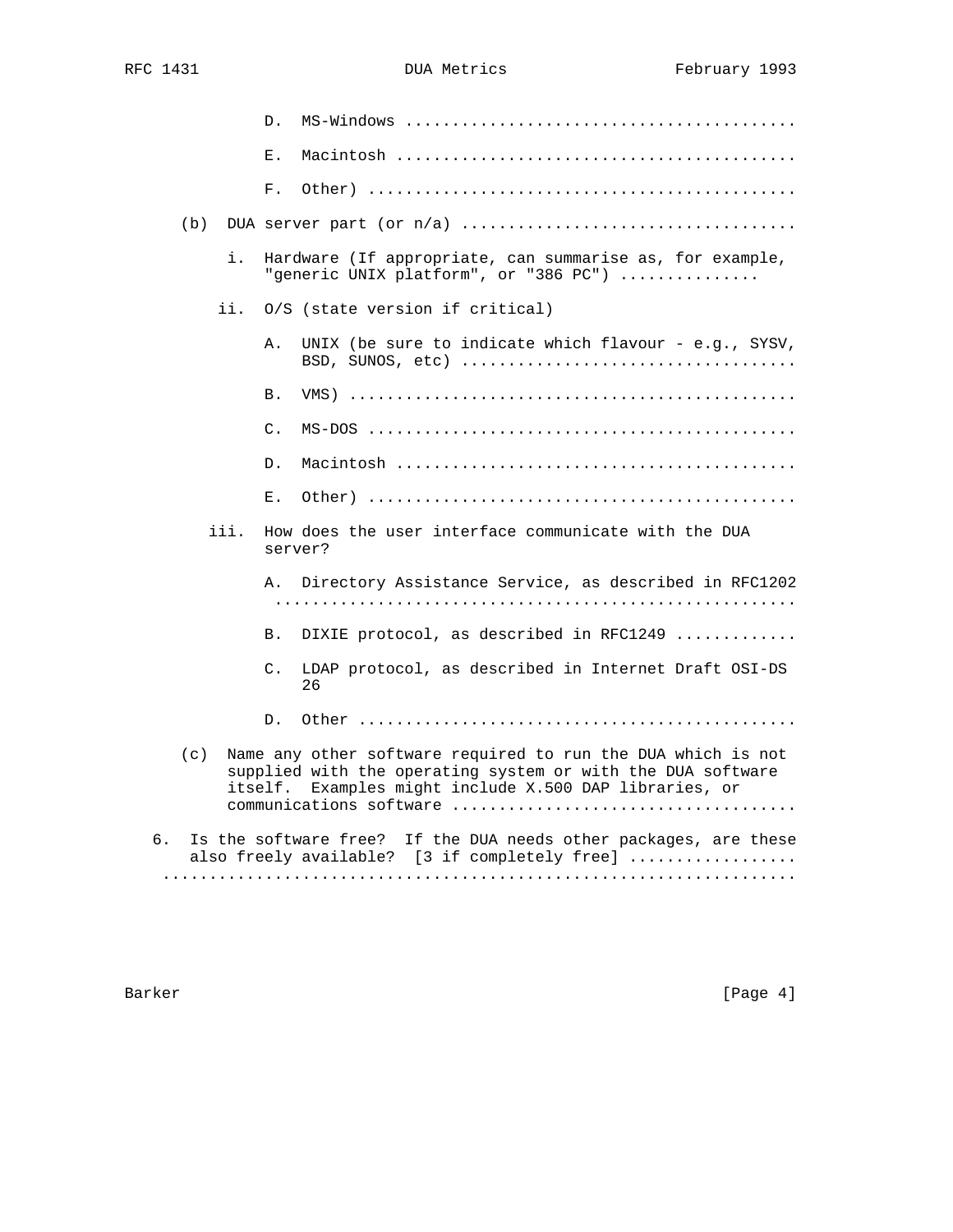D. MS-Windows .........................................

E. Macintosh ..........................................

F. Other) .............................................

(b) DUA server part (or n/a) ...................................

i. Hardware (If appropriate, can summarise as, for example, "generic UNIX platform", or "386 PC") ...............

ii. O/S (state version if critical)

A. UNIX (be sure to indicate which flavour - e.g., SYSV, BSD, SUNOS, etc) ...................................

B. VMS) ...............................................

C. MS-DOS .............................................

D. Macintosh ..........................................

E. Other) .............................................

iii. How does the user interface communicate with the DUA server?

A. Directory Assistance Service, as described in RFC1202 ........................................................

B. DIXIE protocol, as described in RFC1249 .............

C. LDAP protocol, as described in Internet Draft OSI-DS 26

D. Other ..............................................

(c) Name any other software required to run the DUA which is not supplied with the operating system or with the DUA software itself. Examples might include X.500 DAP libraries, or communications software ....................................

6. Is the software free? If the DUA needs other packages, are these also freely available? [3 if completely free] .................. ..................................................................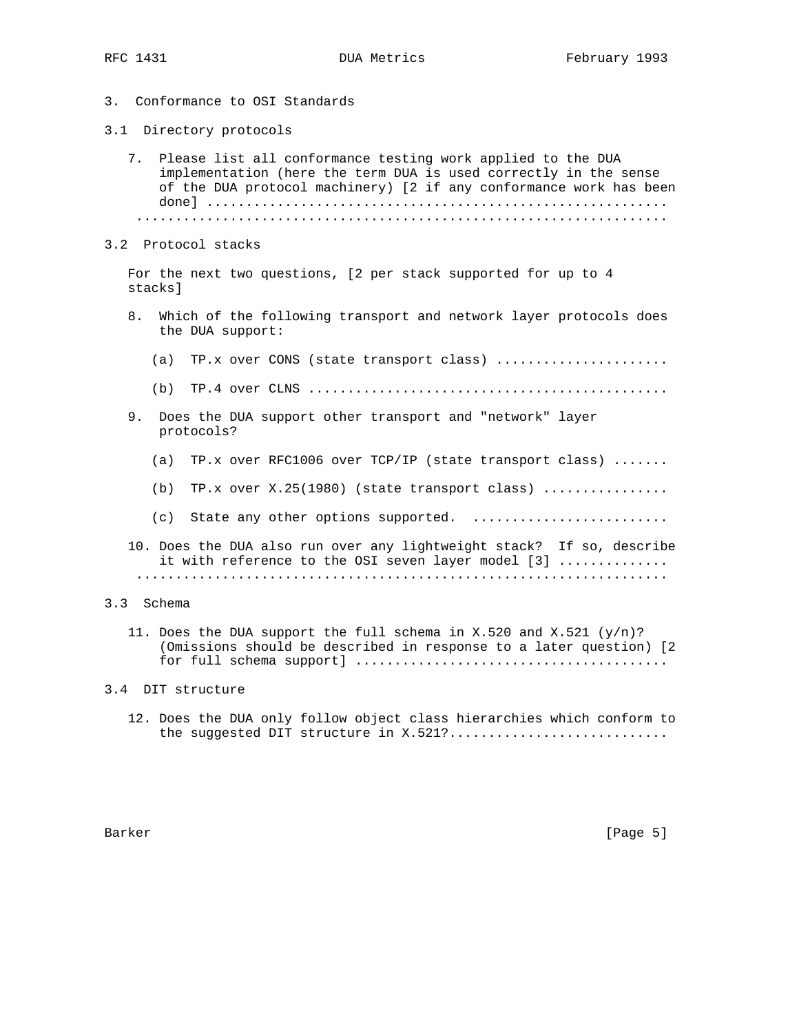## 3. Conformance to OSI Standards

### 3.1 Directory protocols

7. Please list all conformance testing work applied to the DUA implementation (here the term DUA is used correctly in the sense of the DUA protocol machinery) [2 if any conformance work has been done] ..........................................................
.................................................................

### 3.2 Protocol stacks

For the next two questions, [2 per stack supported for up to 4 stacks]

8. Which of the following transport and network layer protocols does the DUA support:

   (a) TP.x over CONS (state transport class) ......................

   (b) TP.4 over CLNS .............................................

9. Does the DUA support other transport and "network" layer protocols?

   (a) TP.x over RFC1006 over TCP/IP (state transport class) .......

   (b) TP.x over X.25(1980) (state transport class) ................

   (c) State any other options supported. .........................

10. Does the DUA also run over any lightweight stack? If so, describe it with reference to the OSI seven layer model [3] .............
.................................................................

### 3.3 Schema

11. Does the DUA support the full schema in X.520 and X.521 (y/n)? (Omissions should be described in response to a later question) [2 for full schema support] .......................................

### 3.4 DIT structure

12. Does the DUA only follow object class hierarchies which conform to the suggested DIT structure in X.521?............................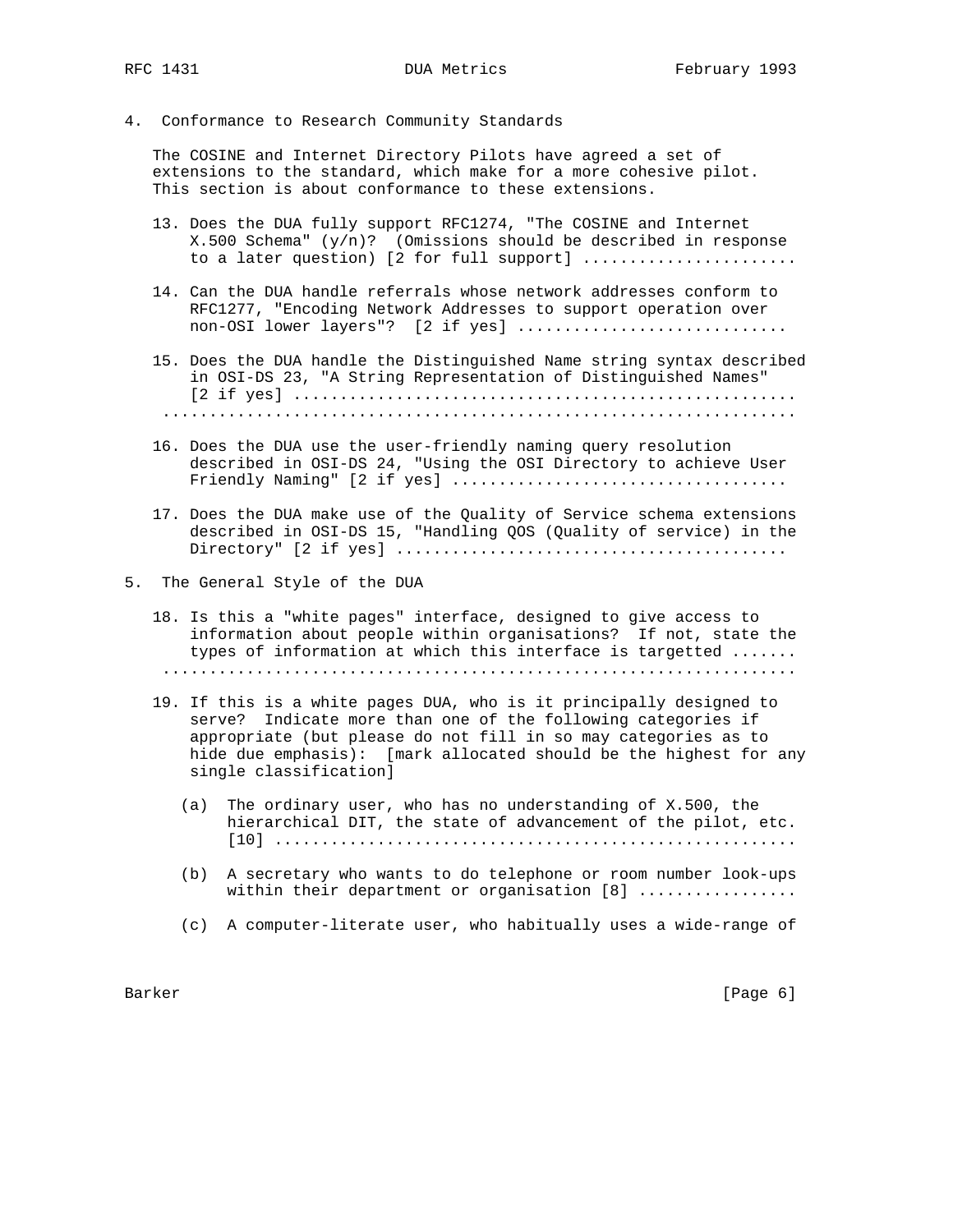## 4. Conformance to Research Community Standards

The COSINE and Internet Directory Pilots have agreed a set of extensions to the standard, which make for a more cohesive pilot. This section is about conformance to these extensions.

13. Does the DUA fully support RFC1274, "The COSINE and Internet X.500 Schema" (y/n)? (Omissions should be described in response to a later question) [2 for full support] .......................

14. Can the DUA handle referrals whose network addresses conform to RFC1277, "Encoding Network Addresses to support operation over non-OSI lower layers"? [2 if yes] ............................

15. Does the DUA handle the Distinguished Name string syntax described in OSI-DS 23, "A String Representation of Distinguished Names" [2 if yes] ....................................................
.................................................................

16. Does the DUA use the user-friendly naming query resolution described in OSI-DS 24, "Using the OSI Directory to achieve User Friendly Naming" [2 if yes] ...................................

17. Does the DUA make use of the Quality of Service schema extensions described in OSI-DS 15, "Handling QOS (Quality of service) in the Directory" [2 if yes] .........................................

## 5. The General Style of the DUA

18. Is this a "white pages" interface, designed to give access to information about people within organisations? If not, state the types of information at which this interface is targetted .......
.................................................................

19. If this is a white pages DUA, who is it principally designed to serve? Indicate more than one of the following categories if appropriate (but please do not fill in so may categories as to hide due emphasis): [mark allocated should be the highest for any single classification]

    (a) The ordinary user, who has no understanding of X.500, the hierarchical DIT, the state of advancement of the pilot, etc. [10] ......................................................

    (b) A secretary who wants to do telephone or room number look-ups within their department or organisation [8] ................

    (c) A computer-literate user, who habitually uses a wide-range of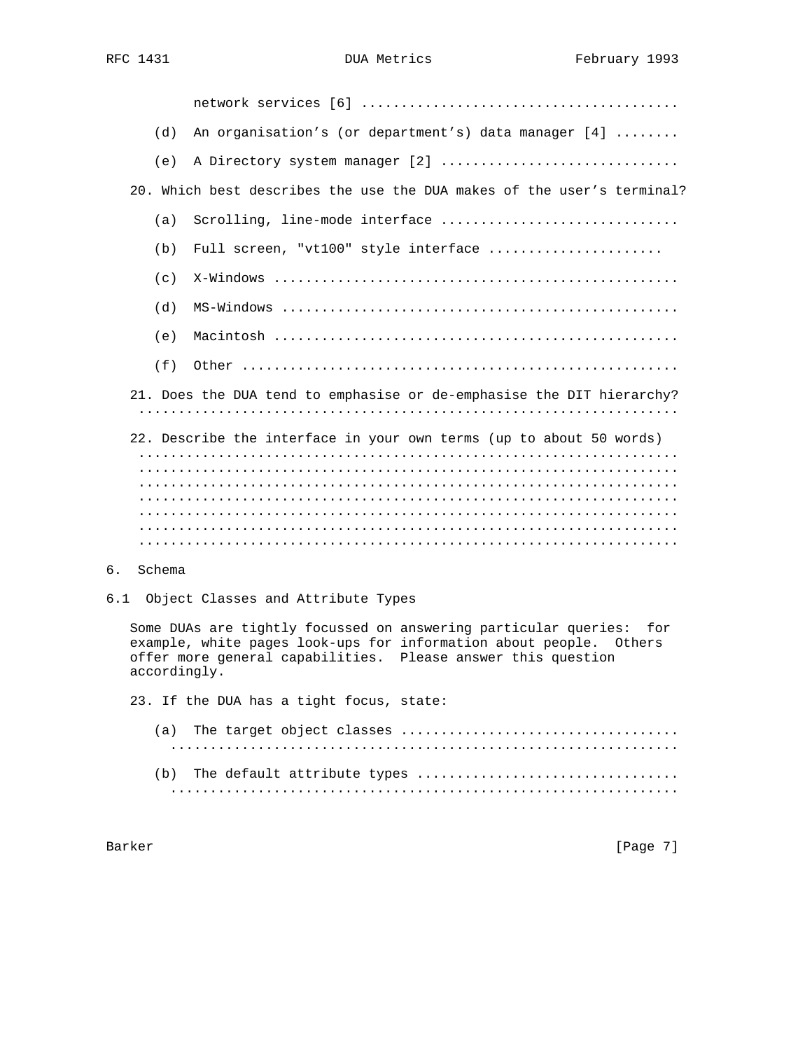network services [6] .......................................

(d) An organisation's (or department's) data manager [4] ........

(e) A Directory system manager [2] .............................

20. Which best describes the use the DUA makes of the user's terminal?

(a) Scrolling, line-mode interface .............................

(b) Full screen, "vt100" style interface ......................

(c) X-Windows .................................................

(d) MS-Windows ................................................

(e) Macintosh .................................................

(f) Other .....................................................

21. Does the DUA tend to emphasise or de-emphasise the DIT hierarchy?
...................................................................

22. Describe the interface in your own terms (up to about 50 words)
...................................................................
...................................................................
...................................................................
...................................................................
...................................................................
...................................................................
...................................................................

# 6. Schema

## 6.1 Object Classes and Attribute Types

Some DUAs are tightly focussed on answering particular queries: for example, white pages look-ups for information about people. Others offer more general capabilities. Please answer this question accordingly.

23. If the DUA has a tight focus, state:

(a) The target object classes ..................................
...............................................................

(b) The default attribute types ................................
...............................................................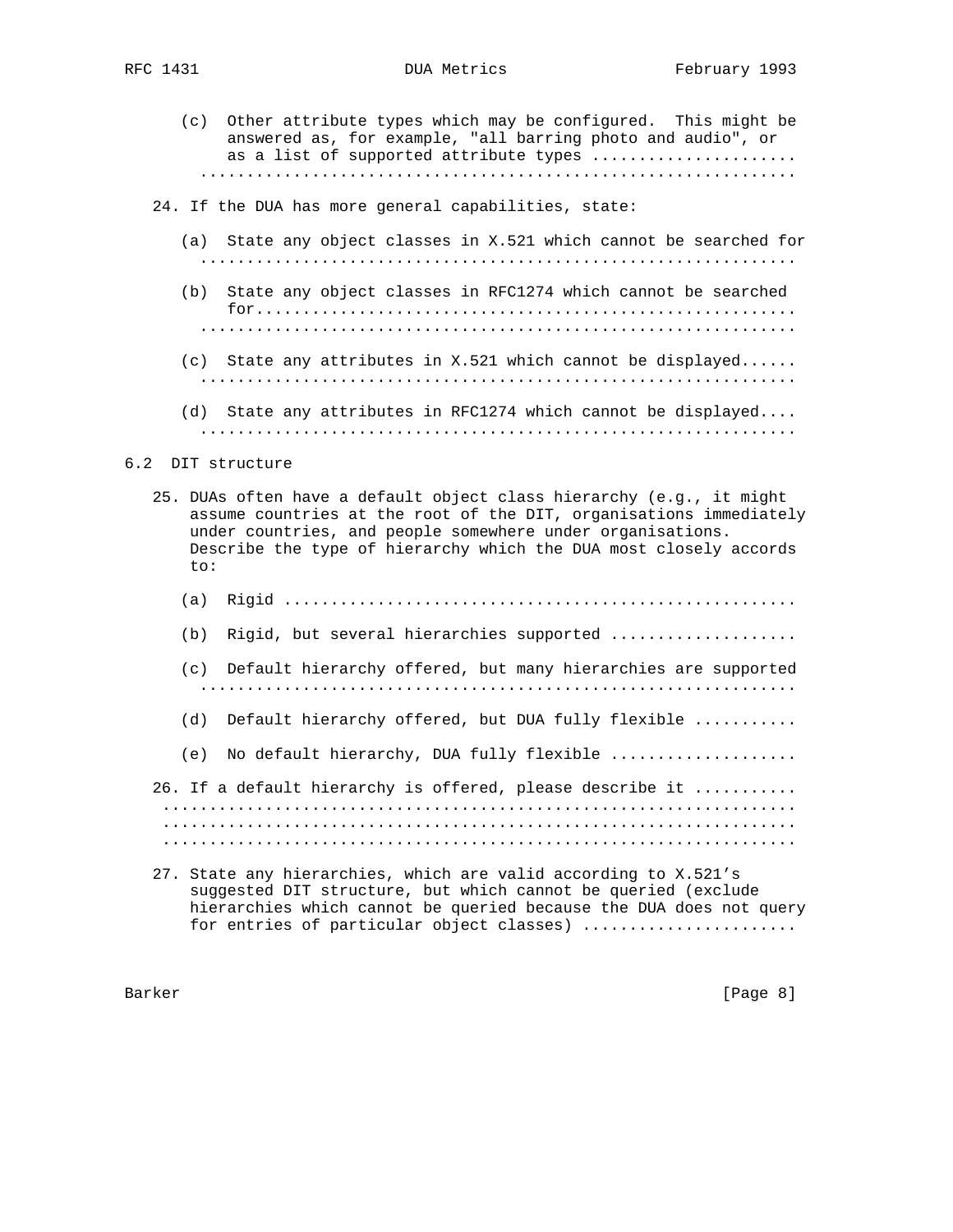(c) Other attribute types which may be configured. This might be answered as, for example, "all barring photo and audio", or as a list of supported attribute types ......................
...............................................................

24. If the DUA has more general capabilities, state:

(a) State any object classes in X.521 which cannot be searched for
...............................................................

(b) State any object classes in RFC1274 which cannot be searched for........................................................
...............................................................

(c) State any attributes in X.521 which cannot be displayed......
...............................................................

(d) State any attributes in RFC1274 which cannot be displayed....
...............................................................

## 6.2 DIT structure

25. DUAs often have a default object class hierarchy (e.g., it might assume countries at the root of the DIT, organisations immediately under countries, and people somewhere under organisations. Describe the type of hierarchy which the DUA most closely accords to:

(a) Rigid ......................................................

(b) Rigid, but several hierarchies supported ....................

(c) Default hierarchy offered, but many hierarchies are supported
...............................................................

(d) Default hierarchy offered, but DUA fully flexible ...........

(e) No default hierarchy, DUA fully flexible ....................

26. If a default hierarchy is offered, please describe it ...........
...................................................................
...................................................................
...................................................................

27. State any hierarchies, which are valid according to X.521's suggested DIT structure, but which cannot be queried (exclude hierarchies which cannot be queried because the DUA does not query for entries of particular object classes) .......................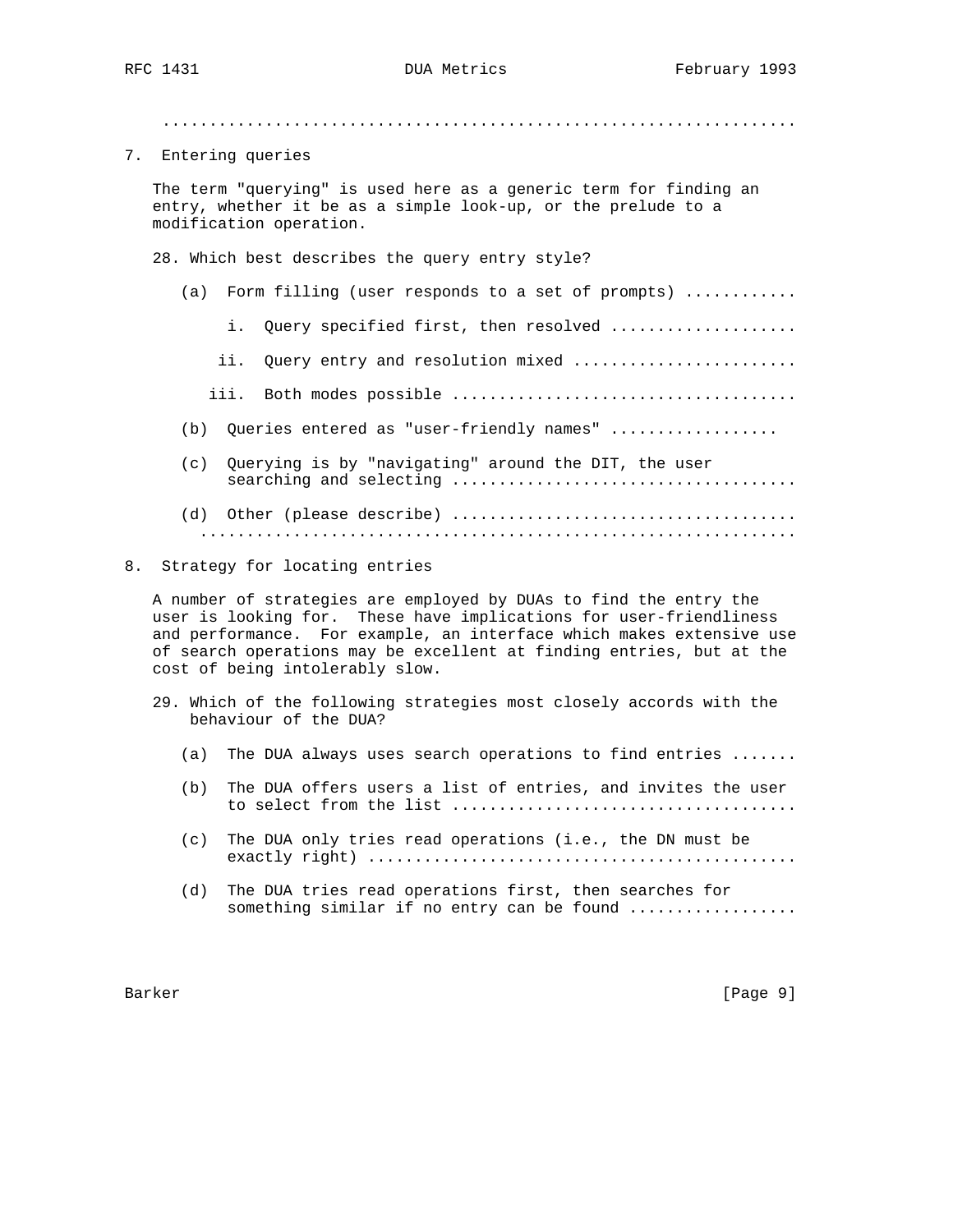.................................................................

## 7. Entering queries

The term "querying" is used here as a generic term for finding an entry, whether it be as a simple look-up, or the prelude to a modification operation.

28. Which best describes the query entry style?

    (a) Form filling (user responds to a set of prompts) ...........

        i. Query specified first, then resolved ...................

        ii. Query entry and resolution mixed .......................

        iii. Both modes possible ...................................

    (b) Queries entered as "user-friendly names" .................

    (c) Querying is by "navigating" around the DIT, the user searching and selecting ....................................

    (d) Other (please describe) ....................................
    ..............................................................

## 8. Strategy for locating entries

A number of strategies are employed by DUAs to find the entry the user is looking for. These have implications for user-friendliness and performance. For example, an interface which makes extensive use of search operations may be excellent at finding entries, but at the cost of being intolerably slow.

29. Which of the following strategies most closely accords with the behaviour of the DUA?

    (a) The DUA always uses search operations to find entries .......

    (b) The DUA offers users a list of entries, and invites the user to select from the list ....................................

    (c) The DUA only tries read operations (i.e., the DN must be exactly right) ............................................

    (d) The DUA tries read operations first, then searches for something similar if no entry can be found .................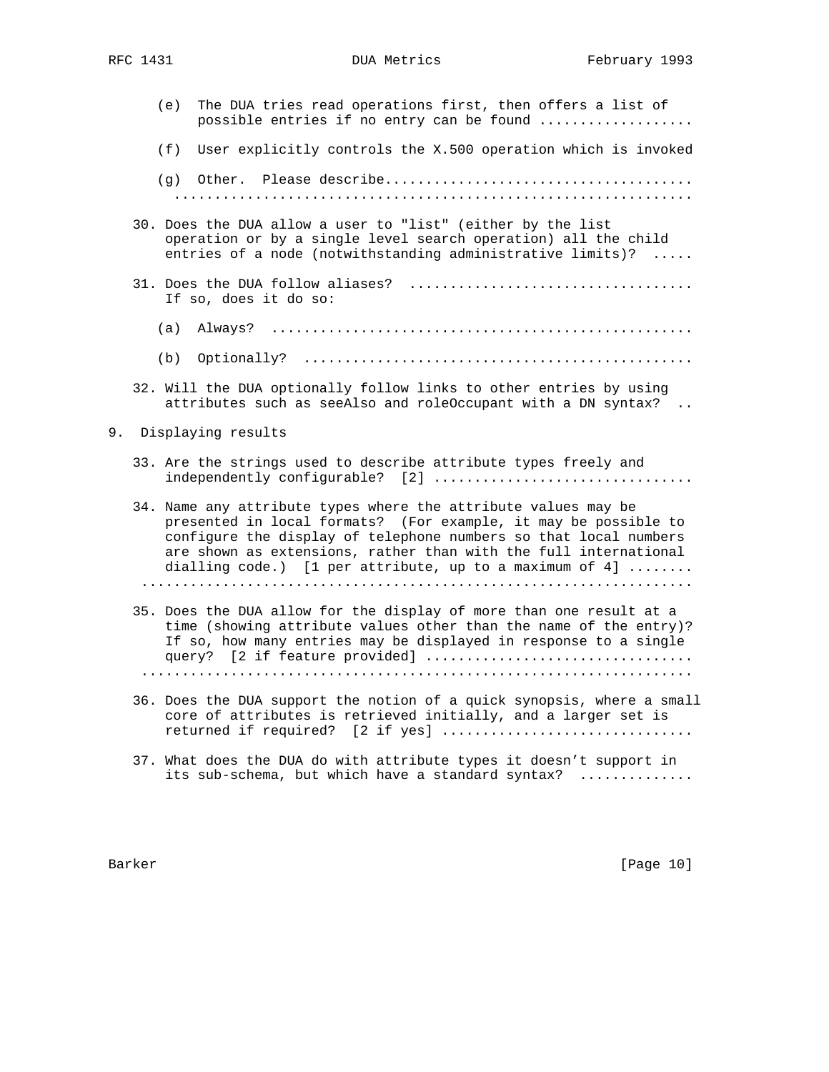(e) The DUA tries read operations first, then offers a list of possible entries if no entry can be found ..................

(f) User explicitly controls the X.500 operation which is invoked

(g) Other. Please describe.....................................
..............................................................

30. Does the DUA allow a user to "list" (either by the list operation or by a single level search operation) all the child entries of a node (notwithstanding administrative limits)? .....

31. Does the DUA follow aliases? ..................................
    If so, does it do so:

    (a) Always? ..................................................

    (b) Optionally? ..............................................

32. Will the DUA optionally follow links to other entries by using attributes such as seeAlso and roleOccupant with a DN syntax? ..

## 9. Displaying results

33. Are the strings used to describe attribute types freely and independently configurable? [2] ...............................

34. Name any attribute types where the attribute values may be presented in local formats? (For example, it may be possible to configure the display of telephone numbers so that local numbers are shown as extensions, rather than with the full international dialling code.) [1 per attribute, up to a maximum of 4] ........
    ..................................................................

35. Does the DUA allow for the display of more than one result at a time (showing attribute values other than the name of the entry)? If so, how many entries may be displayed in response to a single query? [2 if feature provided] ................................
    ..................................................................

36. Does the DUA support the notion of a quick synopsis, where a small core of attributes is retrieved initially, and a larger set is returned if required? [2 if yes] ..............................

37. What does the DUA do with attribute types it doesn't support in its sub-schema, but which have a standard syntax? .............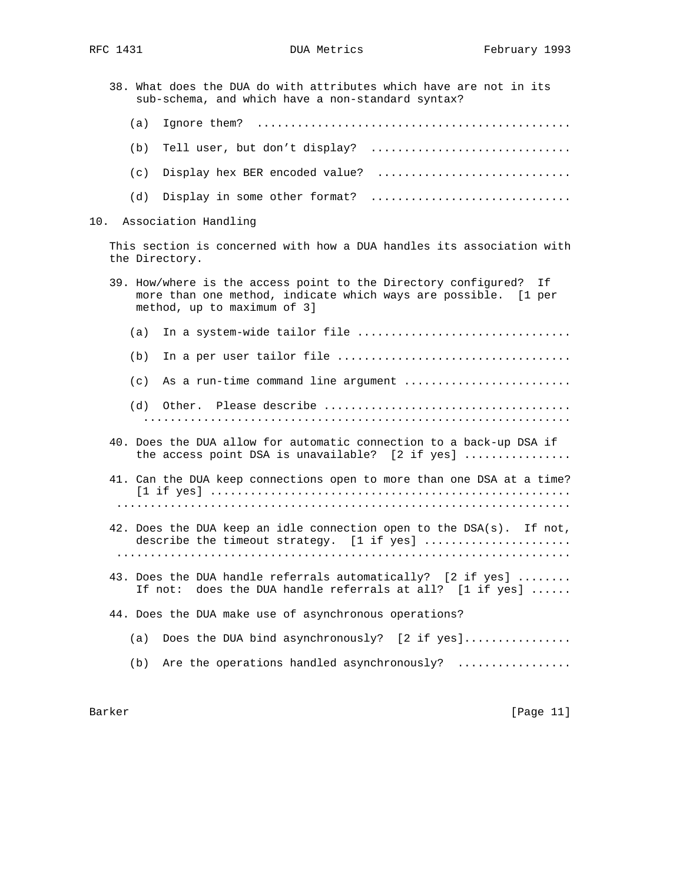38. What does the DUA do with attributes which have are not in its sub-schema, and which have a non-standard syntax?

    (a) Ignore them? ..............................................

    (b) Tell user, but don't display? .............................

    (c) Display hex BER encoded value? ............................

    (d) Display in some other format? .............................

## 10. Association Handling

This section is concerned with how a DUA handles its association with the Directory.

39. How/where is the access point to the Directory configured? If more than one method, indicate which ways are possible. [1 per method, up to maximum of 3]

    (a) In a system-wide tailor file ...............................

    (b) In a per user tailor file ..................................

    (c) As a run-time command line argument ........................

    (d) Other. Please describe ....................................
    ..............................................................

40. Does the DUA allow for automatic connection to a back-up DSA if the access point DSA is unavailable? [2 if yes] ...............

41. Can the DUA keep connections open to more than one DSA at a time? [1 if yes] ....................................................
    ..................................................................

42. Does the DUA keep an idle connection open to the DSA(s). If not, describe the timeout strategy. [1 if yes] .....................
    ..................................................................

43. Does the DUA handle referrals automatically? [2 if yes] ........
    If not: does the DUA handle referrals at all? [1 if yes] ......

44. Does the DUA make use of asynchronous operations?

    (a) Does the DUA bind asynchronously? [2 if yes]................

    (b) Are the operations handled asynchronously? ................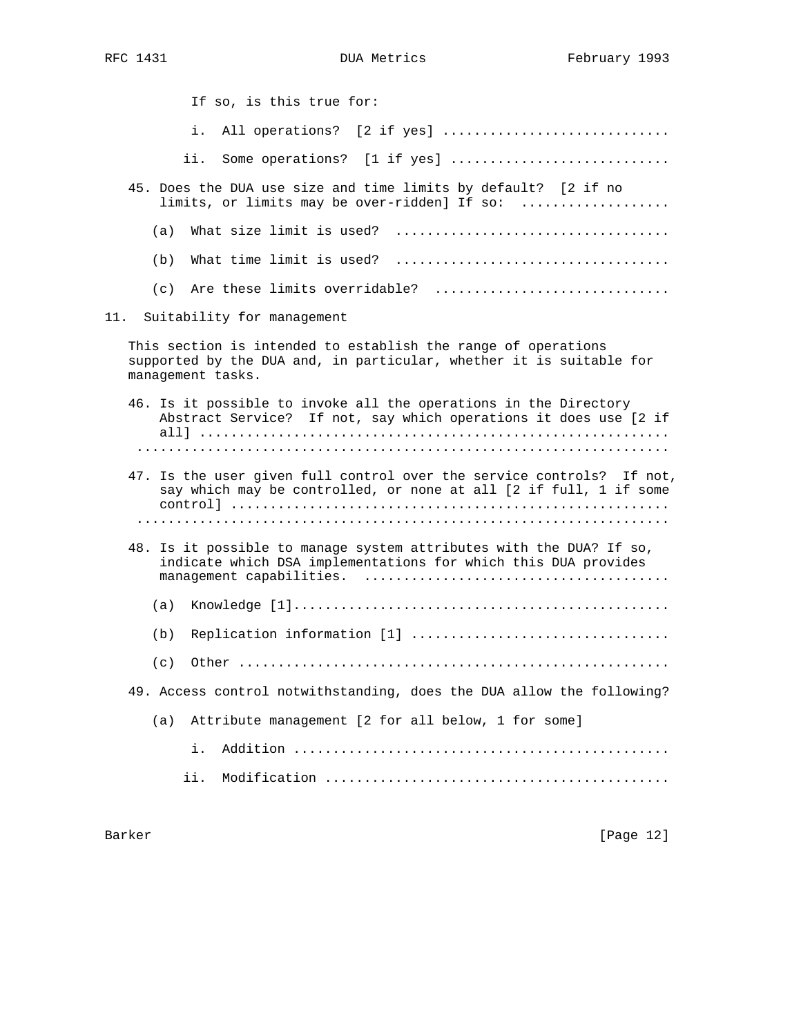If so, is this true for:

i. All operations? [2 if yes] ............................

ii. Some operations? [1 if yes] ...........................

45. Does the DUA use size and time limits by default? [2 if no limits, or limits may be over-ridden] If so: ..................

    (a) What size limit is used? ..................................

    (b) What time limit is used? ..................................

    (c) Are these limits overridable? .............................

## 11. Suitability for management

This section is intended to establish the range of operations supported by the DUA and, in particular, whether it is suitable for management tasks.

46. Is it possible to invoke all the operations in the Directory Abstract Service? If not, say which operations it does use [2 if all] ..........................................................
.....................................................................

47. Is the user given full control over the service controls? If not, say which may be controlled, or none at all [2 if full, 1 if some control] ......................................................
.....................................................................

48. Is it possible to manage system attributes with the DUA? If so, indicate which DSA implementations for which this DUA provides management capabilities. ......................................

    (a) Knowledge [1]..............................................

    (b) Replication information [1] ................................

    (c) Other .....................................................

49. Access control notwithstanding, does the DUA allow the following?

    (a) Attribute management [2 for all below, 1 for some]

        i. Addition ...............................................

        ii. Modification ..........................................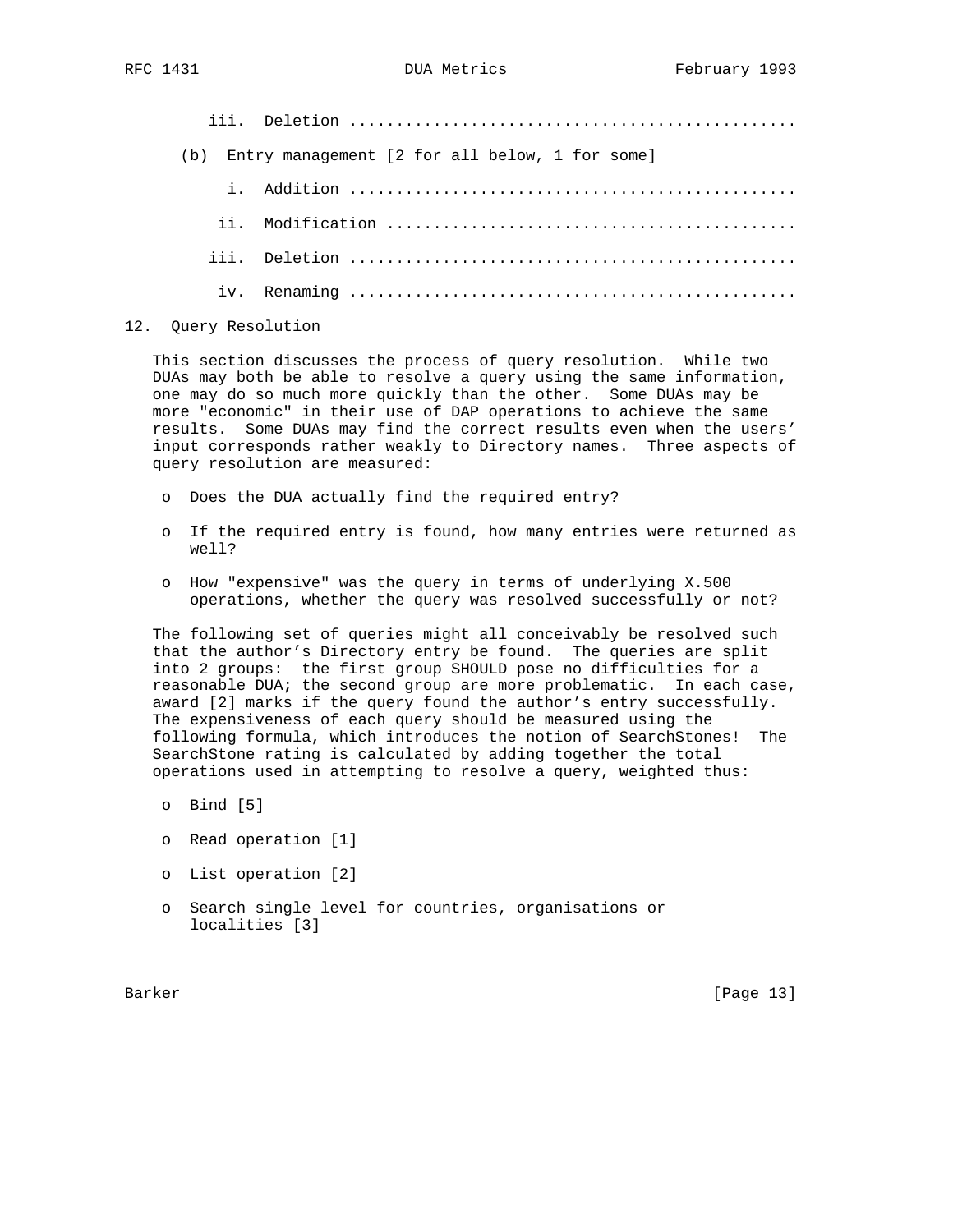iii. Deletion ..............................................

(b) Entry management [2 for all below, 1 for some]

i. Addition ..............................................

ii. Modification ..........................................

iii. Deletion ..............................................

iv. Renaming ..............................................

## 12. Query Resolution

This section discusses the process of query resolution. While two DUAs may both be able to resolve a query using the same information, one may do so much more quickly than the other. Some DUAs may be more "economic" in their use of DAP operations to achieve the same results. Some DUAs may find the correct results even when the users' input corresponds rather weakly to Directory names. Three aspects of query resolution are measured:

- Does the DUA actually find the required entry?
- If the required entry is found, how many entries were returned as well?
- How "expensive" was the query in terms of underlying X.500 operations, whether the query was resolved successfully or not?

The following set of queries might all conceivably be resolved such that the author's Directory entry be found. The queries are split into 2 groups: the first group SHOULD pose no difficulties for a reasonable DUA; the second group are more problematic. In each case, award [2] marks if the query found the author's entry successfully. The expensiveness of each query should be measured using the following formula, which introduces the notion of SearchStones! The SearchStone rating is calculated by adding together the total operations used in attempting to resolve a query, weighted thus:

- Bind [5]
- Read operation [1]
- List operation [2]
- Search single level for countries, organisations or localities [3]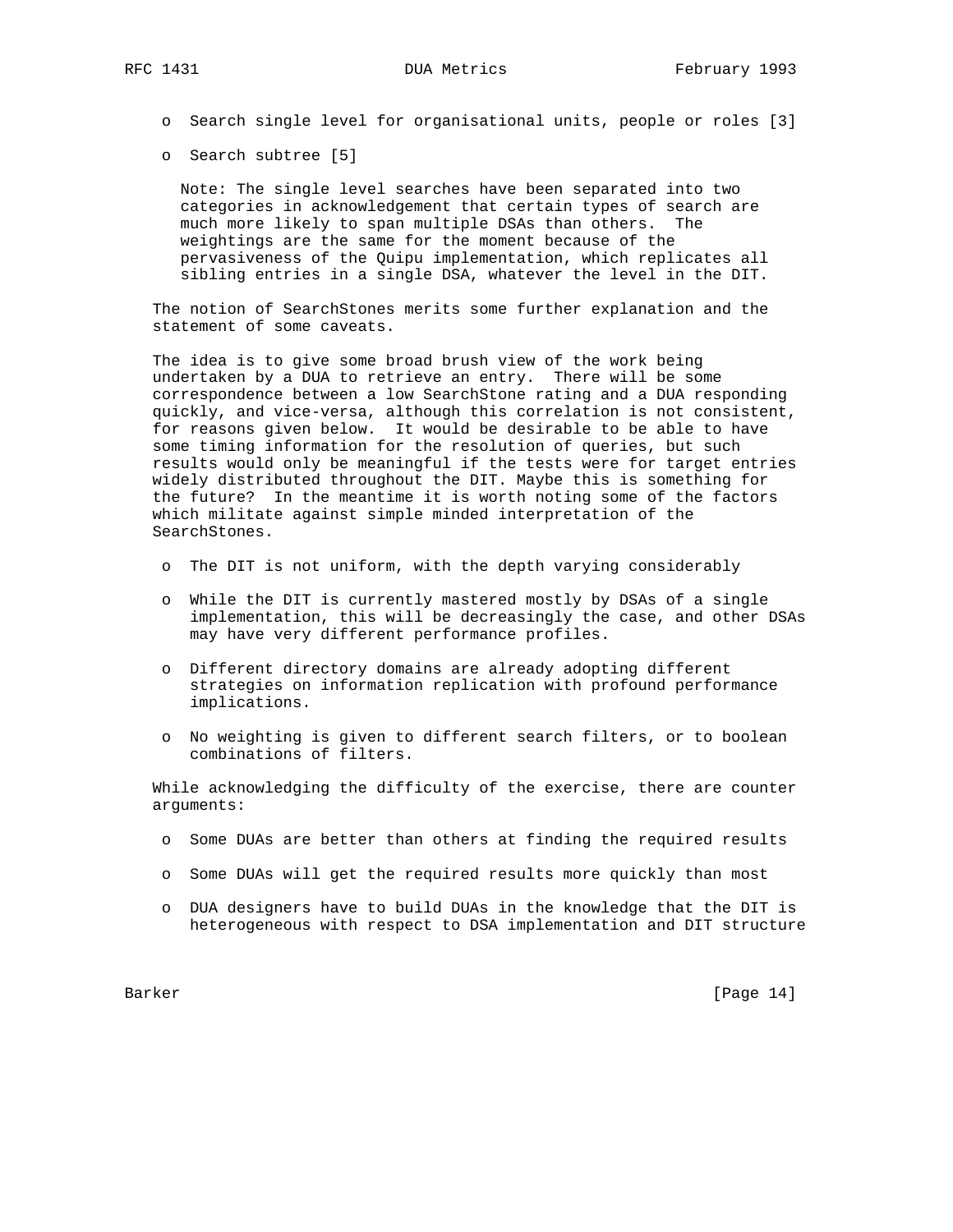- Search single level for organisational units, people or roles [3]

- Search subtree [5]

  Note: The single level searches have been separated into two categories in acknowledgement that certain types of search are much more likely to span multiple DSAs than others. The weightings are the same for the moment because of the pervasiveness of the Quipu implementation, which replicates all sibling entries in a single DSA, whatever the level in the DIT.

The notion of SearchStones merits some further explanation and the statement of some caveats.

The idea is to give some broad brush view of the work being undertaken by a DUA to retrieve an entry. There will be some correspondence between a low SearchStone rating and a DUA responding quickly, and vice-versa, although this correlation is not consistent, for reasons given below. It would be desirable to be able to have some timing information for the resolution of queries, but such results would only be meaningful if the tests were for target entries widely distributed throughout the DIT. Maybe this is something for the future? In the meantime it is worth noting some of the factors which militate against simple minded interpretation of the SearchStones.

- The DIT is not uniform, with the depth varying considerably

- While the DIT is currently mastered mostly by DSAs of a single implementation, this will be decreasingly the case, and other DSAs may have very different performance profiles.

- Different directory domains are already adopting different strategies on information replication with profound performance implications.

- No weighting is given to different search filters, or to boolean combinations of filters.

While acknowledging the difficulty of the exercise, there are counter arguments:

- Some DUAs are better than others at finding the required results

- Some DUAs will get the required results more quickly than most

- DUA designers have to build DUAs in the knowledge that the DIT is heterogeneous with respect to DSA implementation and DIT structure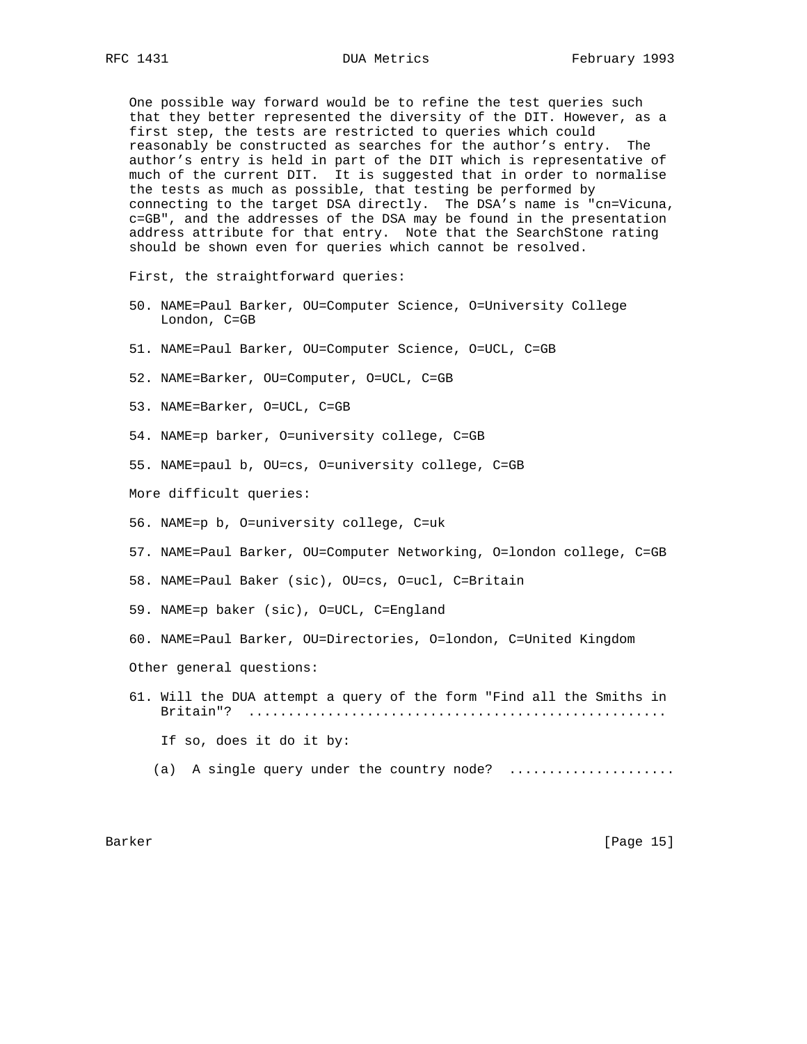One possible way forward would be to refine the test queries such that they better represented the diversity of the DIT. However, as a first step, the tests are restricted to queries which could reasonably be constructed as searches for the author's entry. The author's entry is held in part of the DIT which is representative of much of the current DIT. It is suggested that in order to normalise the tests as much as possible, that testing be performed by connecting to the target DSA directly. The DSA's name is "cn=Vicuna, c=GB", and the addresses of the DSA may be found in the presentation address attribute for that entry. Note that the SearchStone rating should be shown even for queries which cannot be resolved.

First, the straightforward queries:

50. NAME=Paul Barker, OU=Computer Science, O=University College London, C=GB

51. NAME=Paul Barker, OU=Computer Science, O=UCL, C=GB

52. NAME=Barker, OU=Computer, O=UCL, C=GB

53. NAME=Barker, O=UCL, C=GB

54. NAME=p barker, O=university college, C=GB

55. NAME=paul b, OU=cs, O=university college, C=GB

More difficult queries:

56. NAME=p b, O=university college, C=uk

57. NAME=Paul Barker, OU=Computer Networking, O=london college, C=GB

58. NAME=Paul Baker (sic), OU=cs, O=ucl, C=Britain

59. NAME=p baker (sic), O=UCL, C=England

60. NAME=Paul Barker, OU=Directories, O=london, C=United Kingdom

Other general questions:

61. Will the DUA attempt a query of the form "Find all the Smiths in Britain"? ....................................................

    If so, does it do it by:

    (a) A single query under the country node? .....................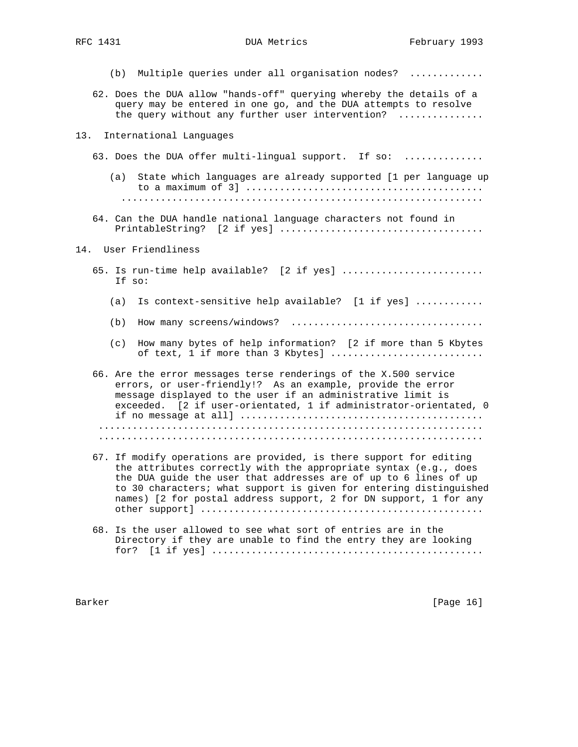(b) Multiple queries under all organisation nodes? ............

62. Does the DUA allow "hands-off" querying whereby the details of a query may be entered in one go, and the DUA attempts to resolve the query without any further user intervention? ..............

## 13. International Languages

63. Does the DUA offer multi-lingual support. If so: .............

(a) State which languages are already supported [1 per language up to a maximum of 3] ........................................ ..............................................................

64. Can the DUA handle national language characters not found in PrintableString? [2 if yes] ..................................

## 14. User Friendliness

65. Is run-time help available? [2 if yes] ........................ If so:

(a) Is context-sensitive help available? [1 if yes] ...........

(b) How many screens/windows? ................................

(c) How many bytes of help information? [2 if more than 5 Kbytes of text, 1 if more than 3 Kbytes] ..........................

66. Are the error messages terse renderings of the X.500 service errors, or user-friendly!? As an example, provide the error message displayed to the user if an administrative limit is exceeded. [2 if user-orientated, 1 if administrator-orientated, 0 if no message at all] ........................................ .................................................................. ..................................................................

67. If modify operations are provided, is there support for editing the attributes correctly with the appropriate syntax (e.g., does the DUA guide the user that addresses are of up to 6 lines of up to 30 characters; what support is given for entering distinguished names) [2 for postal address support, 2 for DN support, 1 for any other support] ................................................

68. Is the user allowed to see what sort of entries are in the Directory if they are unable to find the entry they are looking for? [1 if yes] ..............................................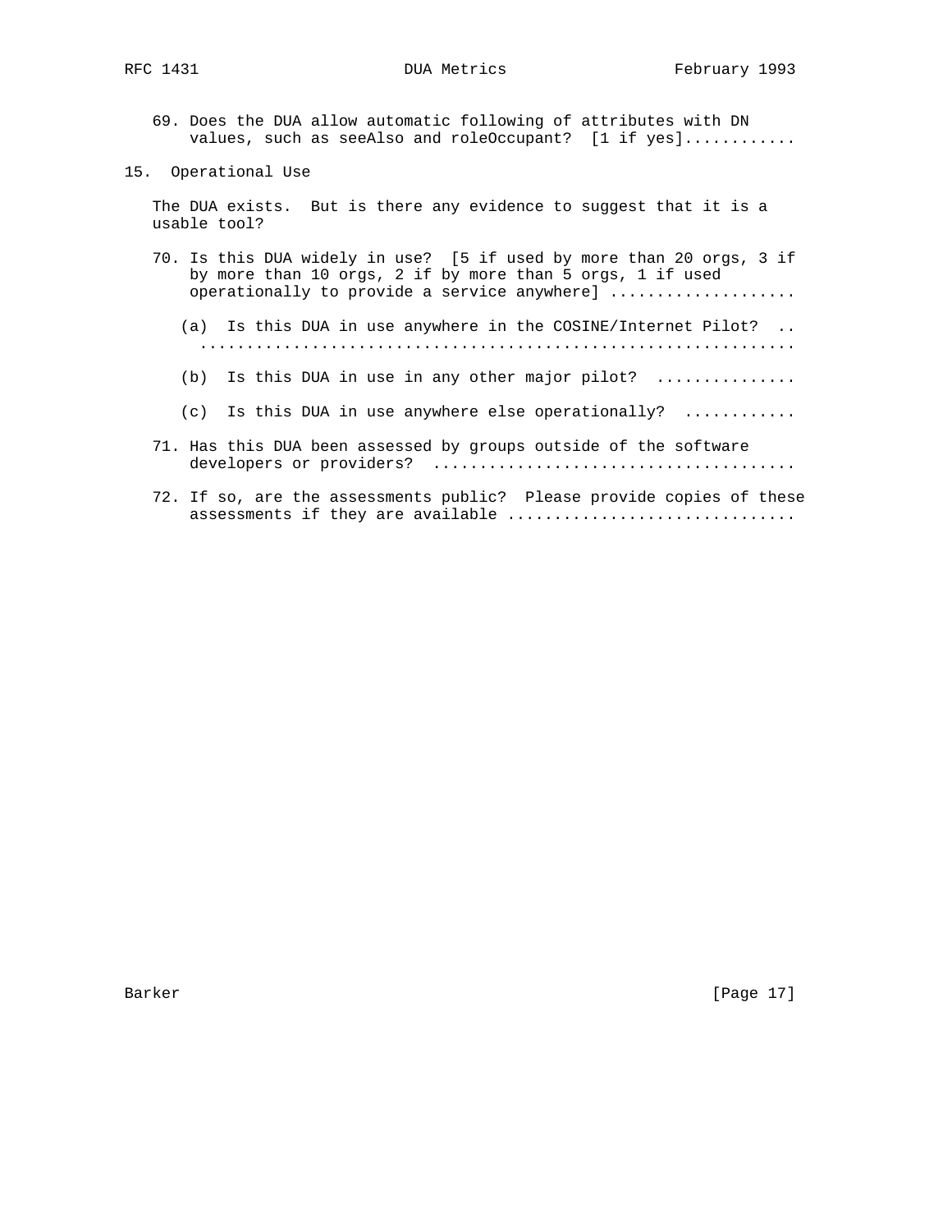69. Does the DUA allow automatic following of attributes with DN values, such as seeAlso and roleOccupant? [1 if yes]............

## 15. Operational Use

The DUA exists. But is there any evidence to suggest that it is a usable tool?

70. Is this DUA widely in use? [5 if used by more than 20 orgs, 3 if by more than 10 orgs, 2 if by more than 5 orgs, 1 if used operationally to provide a service anywhere] ....................

    (a) Is this DUA in use anywhere in the COSINE/Internet Pilot? .. ..................................................................

    (b) Is this DUA in use in any other major pilot? ...............

    (c) Is this DUA in use anywhere else operationally? ............

71. Has this DUA been assessed by groups outside of the software developers or providers? ......................................

72. If so, are the assessments public? Please provide copies of these assessments if they are available ...............................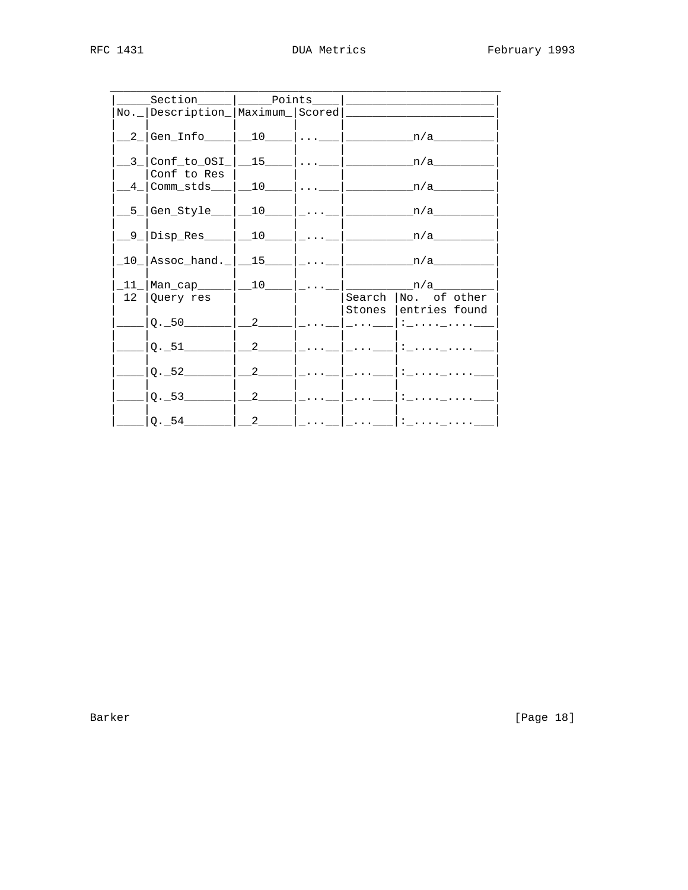| Section | | Points | | | |
|---|---|---|---|---|---|
| No. | Description | Maximum | Scored | | |
| 2 | Gen_Info | 10 | ... | n/a | |
| 3 | Conf_to_OSI | 15 | ... | n/a | |
| 4 | Conf to Res Comm_stds | 10 | ... | n/a | |
| 5 | Gen_Style | 10 | ... | n/a | |
| 9 | Disp_Res | 10 | ... | n/a | |
| 10 | Assoc_hand. | 15 | ... | n/a | |
| 11 | Man_cap | 10 | ... | n/a | |
| 12 | Query res | | | Search Stones | No. of other entries found |
| | Q. 50 | 2 | ... | ... | :.... .... |
| | Q. 51 | 2 | ... | ... | :.... .... |
| | Q. 52 | 2 | ... | ... | :.... .... |
| | Q. 53 | 2 | ... | ... | :.... .... |
| | Q. 54 | 2 | ... | ... | :.... .... |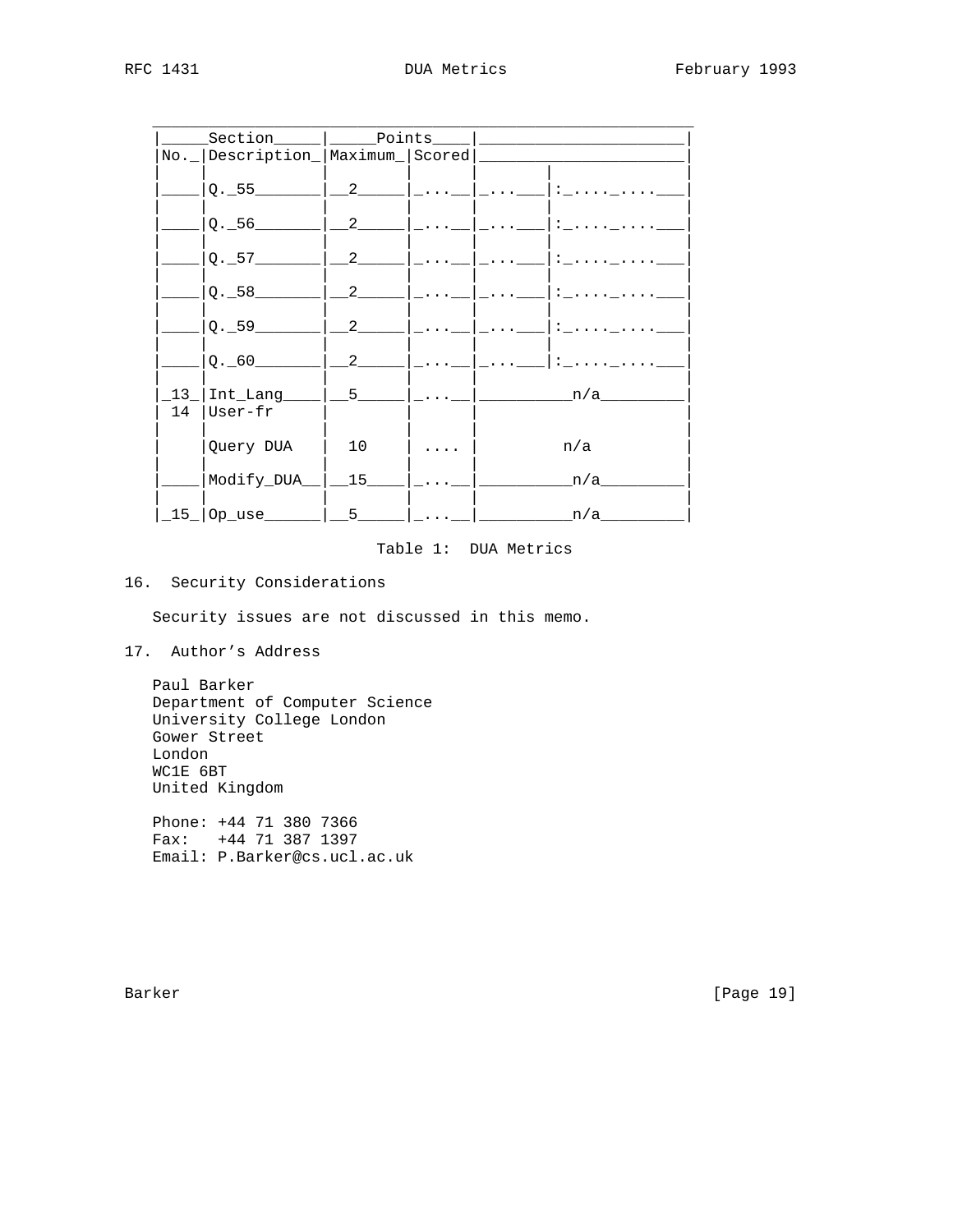| Section | | Points | | | |
|---|---|---|---|---|---|
| No. | Description | Maximum | Scored | | |
| | Q. 55 | 2 | .... | ... | : .... .... |
| | Q. 56 | 2 | .... | ... | : .... .... |
| | Q. 57 | 2 | .... | ... | : .... .... |
| | Q. 58 | 2 | .... | ... | : .... .... |
| | Q. 59 | 2 | .... | ... | : .... .... |
| | Q. 60 | 2 | .... | ... | : .... .... |
| 13 | Int_Lang | 5 | .... | n/a | |
| 14 | User-fr | | | | |
| | Query DUA | 10 | .... | n/a | |
| | Modify_DUA | 15 | .... | n/a | |
| 15 | Op_use | 5 | .... | n/a | |

Table 1: DUA Metrics

## 16. Security Considerations

Security issues are not discussed in this memo.

## 17. Author's Address

Paul Barker
Department of Computer Science
University College London
Gower Street
London
WC1E 6BT
United Kingdom

Phone: +44 71 380 7366
Fax: +44 71 387 1397
Email: P.Barker@cs.ucl.ac.uk